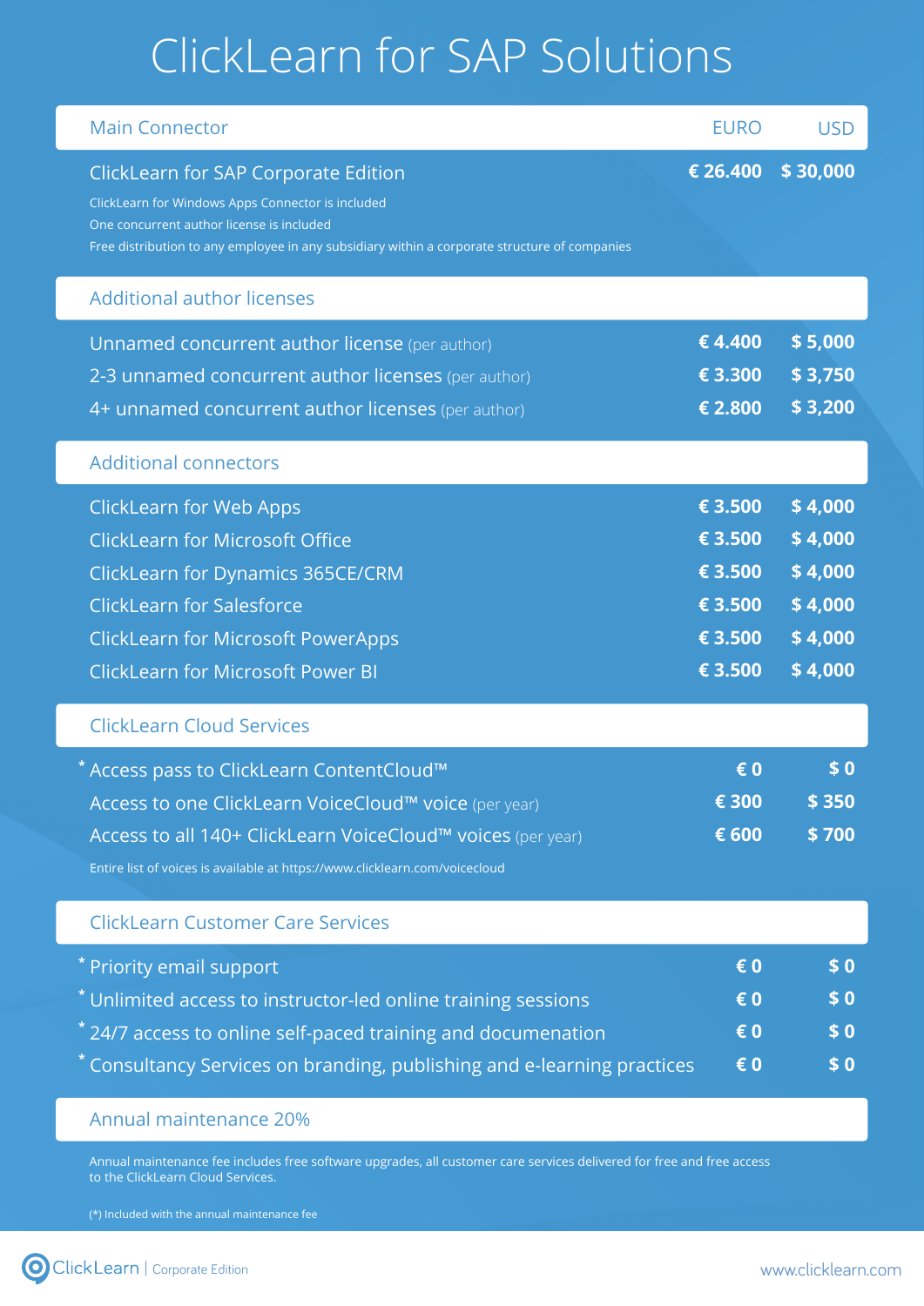# ClickLearn for SAP Solutions

| Main Connector | EURO | USD |
|---|---|---|
| ClickLearn for SAP Corporate Edition | € 26.400 | $ 30,000 |

ClickLearn for Windows Apps Connector is included
One concurrent author license is included
Free distribution to any employee in any subsidiary within a corporate structure of companies

| Additional author licenses | | |
|---|---|---|
| Unnamed concurrent author license (per author) | € 4.400 | $ 5,000 |
| 2-3 unnamed concurrent author licenses (per author) | € 3.300 | $ 3,750 |
| 4+ unnamed concurrent author licenses (per author) | € 2.800 | $ 3,200 |

| Additional connectors | | |
|---|---|---|
| ClickLearn for Web Apps | € 3.500 | $ 4,000 |
| ClickLearn for Microsoft Office | € 3.500 | $ 4,000 |
| ClickLearn for Dynamics 365CE/CRM | € 3.500 | $ 4,000 |
| ClickLearn for Salesforce | € 3.500 | $ 4,000 |
| ClickLearn for Microsoft PowerApps | € 3.500 | $ 4,000 |
| ClickLearn for Microsoft Power BI | € 3.500 | $ 4,000 |

| ClickLearn Cloud Services | | |
|---|---|---|
| * Access pass to ClickLearn ContentCloud™ | € 0 | $ 0 |
| Access to one ClickLearn VoiceCloud™ voice (per year) | € 300 | $ 350 |
| Access to all 140+ ClickLearn VoiceCloud™ voices (per year) | € 600 | $ 700 |

Entire list of voices is available at https://www.clicklearn.com/voicecloud

| ClickLearn Customer Care Services | | |
|---|---|---|
| * Priority email support | € 0 | $ 0 |
| * Unlimited access to instructor-led online training sessions | € 0 | $ 0 |
| * 24/7 access to online self-paced training and documenation | € 0 | $ 0 |
| * Consultancy Services on branding, publishing and e-learning practices | € 0 | $ 0 |

## Annual maintenance 20%

Annual maintenance fee includes free software upgrades, all customer care services delivered for free and free access to the ClickLearn Cloud Services.

(*) Included with the annual maintenance fee

ClickLearn | Corporate Edition

www.clicklearn.com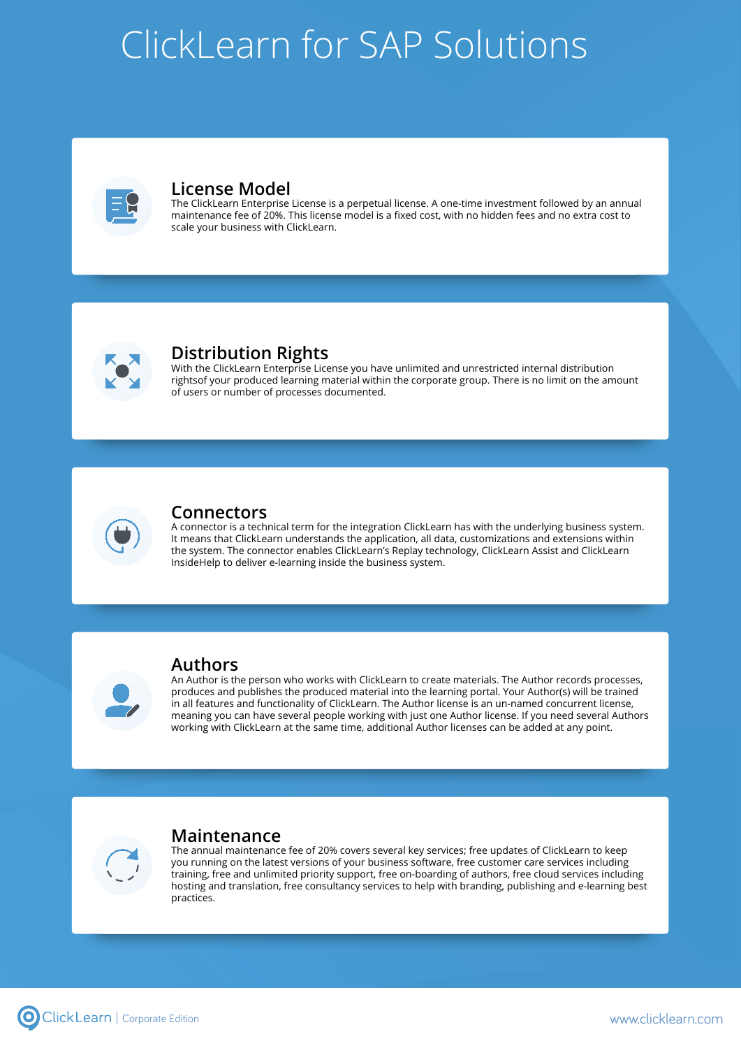# ClickLearn for SAP Solutions

## License Model

The ClickLearn Enterprise License is a perpetual license. A one-time investment followed by an annual maintenance fee of 20%. This license model is a fixed cost, with no hidden fees and no extra cost to scale your business with ClickLearn.

## Distribution Rights

With the ClickLearn Enterprise License you have unlimited and unrestricted internal distribution rightsof your produced learning material within the corporate group. There is no limit on the amount of users or number of processes documented.

## Connectors

A connector is a technical term for the integration ClickLearn has with the underlying business system. It means that ClickLearn understands the application, all data, customizations and extensions within the system. The connector enables ClickLearn's Replay technology, ClickLearn Assist and ClickLearn InsideHelp to deliver e-learning inside the business system.

## Authors

An Author is the person who works with ClickLearn to create materials. The Author records processes, produces and publishes the produced material into the learning portal. Your Author(s) will be trained in all features and functionality of ClickLearn. The Author license is an un-named concurrent license, meaning you can have several people working with just one Author license. If you need several Authors working with ClickLearn at the same time, additional Author licenses can be added at any point.

## Maintenance

The annual maintenance fee of 20% covers several key services; free updates of ClickLearn to keep you running on the latest versions of your business software, free customer care services including training, free and unlimited priority support, free on-boarding of authors, free cloud services including hosting and translation, free consultancy services to help with branding, publishing and e-learning best practices.

ClickLearn | Corporate Edition

www.clicklearn.com